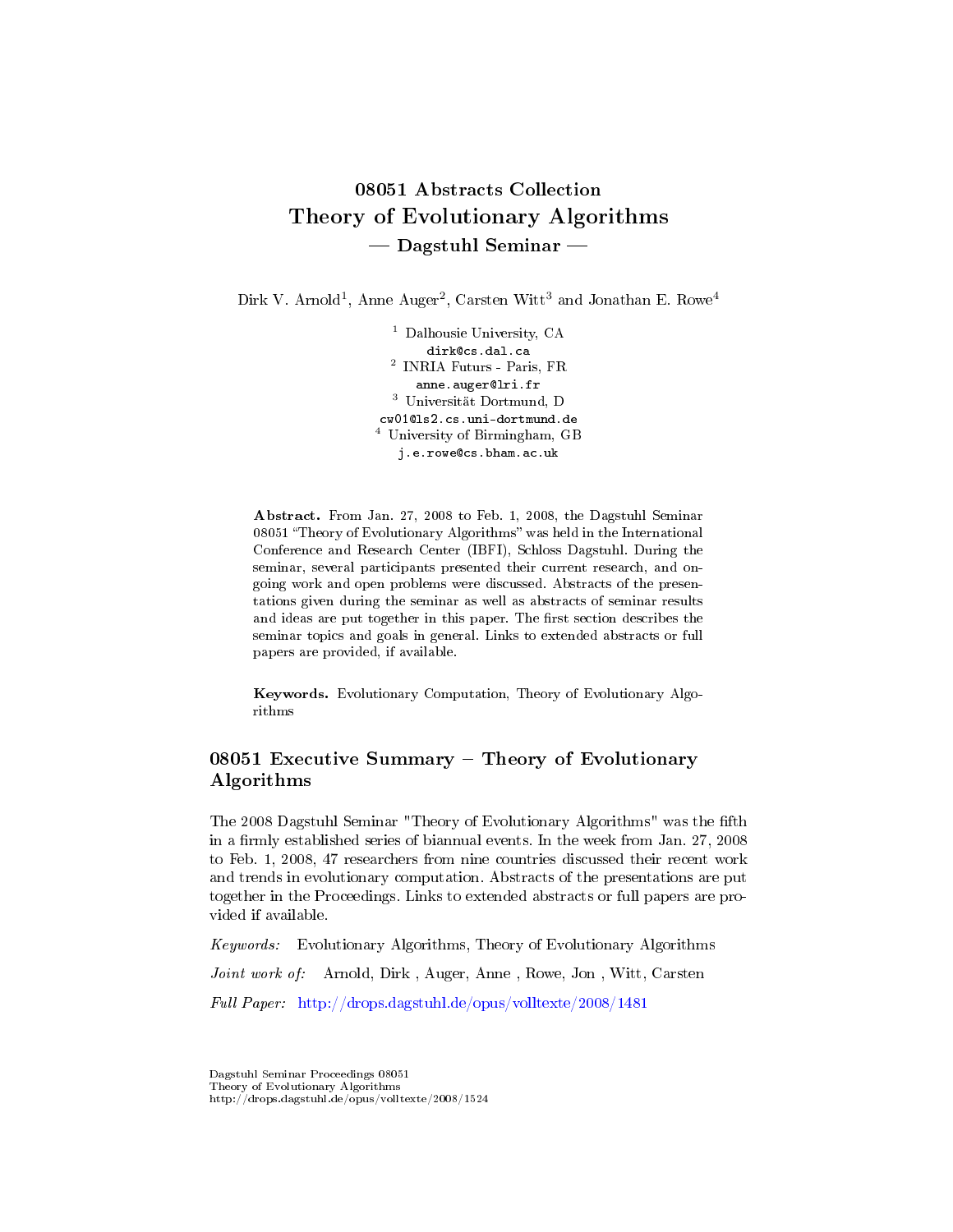# 08051 Abstracts Collection
# Theory of Evolutionary Algorithms
## — Dagstuhl Seminar —

Dirk V. Arnold[1], Anne Auger[2], Carsten Witt[3] and Jonathan E. Rowe[4]

[1] Dalhousie University, CA
dirk@cs.dal.ca
[2] INRIA Futurs - Paris, FR
anne.auger@lri.fr
[3] Universität Dortmund, D
cw01@ls2.cs.uni-dortmund.de
[4] University of Birmingham, GB
j.e.rowe@cs.bham.ac.uk

**Abstract.** From Jan. 27, 2008 to Feb. 1, 2008, the Dagstuhl Seminar 08051 "Theory of Evolutionary Algorithms" was held in the International Conference and Research Center (IBFI), Schloss Dagstuhl. During the seminar, several participants presented their current research, and ongoing work and open problems were discussed. Abstracts of the presentations given during the seminar as well as abstracts of seminar results and ideas are put together in this paper. The first section describes the seminar topics and goals in general. Links to extended abstracts or full papers are provided, if available.

**Keywords.** Evolutionary Computation, Theory of Evolutionary Algorithms

## 08051 Executive Summary – Theory of Evolutionary Algorithms

The 2008 Dagstuhl Seminar "Theory of Evolutionary Algorithms" was the fifth in a firmly established series of biannual events. In the week from Jan. 27, 2008 to Feb. 1, 2008, 47 researchers from nine countries discussed their recent work and trends in evolutionary computation. Abstracts of the presentations are put together in the Proceedings. Links to extended abstracts or full papers are provided if available.

*Keywords:* Evolutionary Algorithms, Theory of Evolutionary Algorithms

*Joint work of:* Arnold, Dirk , Auger, Anne , Rowe, Jon , Witt, Carsten

*Full Paper:* http://drops.dagstuhl.de/opus/volltexte/2008/1481

Dagstuhl Seminar Proceedings 08051
Theory of Evolutionary Algorithms
http://drops.dagstuhl.de/opus/volltexte/2008/1524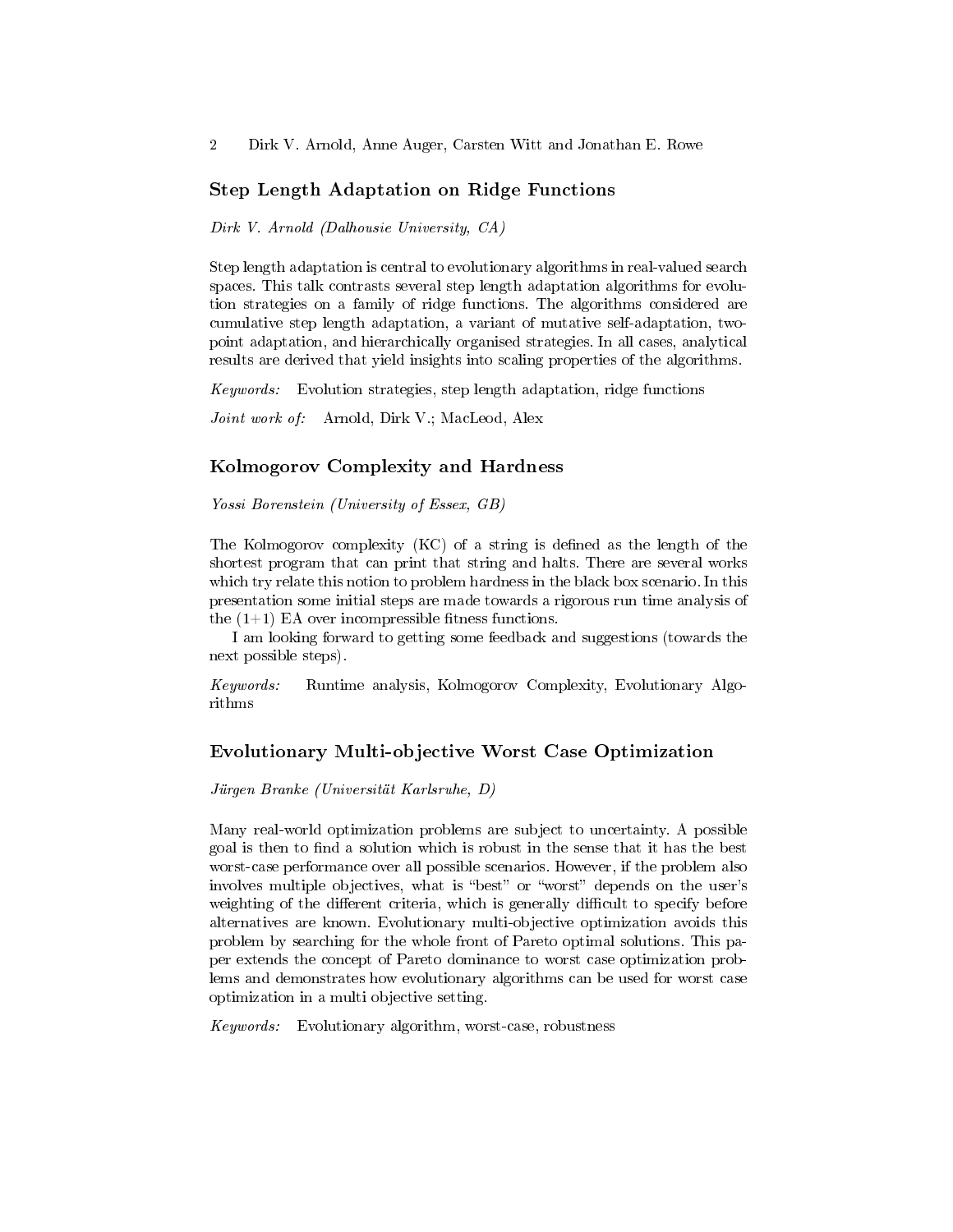## Step Length Adaptation on Ridge Functions

*Dirk V. Arnold (Dalhousie University, CA)*

Step length adaptation is central to evolutionary algorithms in real-valued search spaces. This talk contrasts several step length adaptation algorithms for evolution strategies on a family of ridge functions. The algorithms considered are cumulative step length adaptation, a variant of mutative self-adaptation, two-point adaptation, and hierarchically organised strategies. In all cases, analytical results are derived that yield insights into scaling properties of the algorithms.

*Keywords:* Evolution strategies, step length adaptation, ridge functions

*Joint work of:* Arnold, Dirk V.; MacLeod, Alex

## Kolmogorov Complexity and Hardness

*Yossi Borenstein (University of Essex, GB)*

The Kolmogorov complexity (KC) of a string is defined as the length of the shortest program that can print that string and halts. There are several works which try relate this notion to problem hardness in the black box scenario. In this presentation some initial steps are made towards a rigorous run time analysis of the (1+1) EA over incompressible fitness functions.

I am looking forward to getting some feedback and suggestions (towards the next possible steps).

*Keywords:* Runtime analysis, Kolmogorov Complexity, Evolutionary Algorithms

## Evolutionary Multi-objective Worst Case Optimization

*Jürgen Branke (Universität Karlsruhe, D)*

Many real-world optimization problems are subject to uncertainty. A possible goal is then to find a solution which is robust in the sense that it has the best worst-case performance over all possible scenarios. However, if the problem also involves multiple objectives, what is "best" or "worst" depends on the user's weighting of the different criteria, which is generally difficult to specify before alternatives are known. Evolutionary multi-objective optimization avoids this problem by searching for the whole front of Pareto optimal solutions. This paper extends the concept of Pareto dominance to worst case optimization problems and demonstrates how evolutionary algorithms can be used for worst case optimization in a multi objective setting.

*Keywords:* Evolutionary algorithm, worst-case, robustness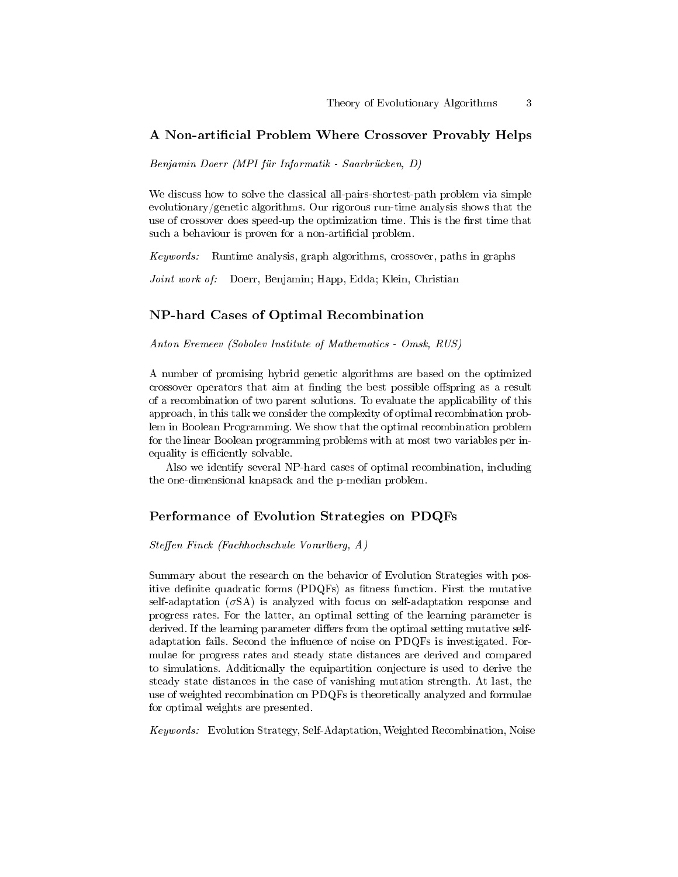## A Non-artificial Problem Where Crossover Provably Helps

*Benjamin Doerr (MPI für Informatik - Saarbrücken, D)*

We discuss how to solve the classical all-pairs-shortest-path problem via simple evolutionary/genetic algorithms. Our rigorous run-time analysis shows that the use of crossover does speed-up the optimization time. This is the first time that such a behaviour is proven for a non-artificial problem.

*Keywords:* Runtime analysis, graph algorithms, crossover, paths in graphs

*Joint work of:* Doerr, Benjamin; Happ, Edda; Klein, Christian

## NP-hard Cases of Optimal Recombination

*Anton Eremeev (Sobolev Institute of Mathematics - Omsk, RUS)*

A number of promising hybrid genetic algorithms are based on the optimized crossover operators that aim at finding the best possible offspring as a result of a recombination of two parent solutions. To evaluate the applicability of this approach, in this talk we consider the complexity of optimal recombination problem in Boolean Programming. We show that the optimal recombination problem for the linear Boolean programming problems with at most two variables per inequality is efficiently solvable.

Also we identify several NP-hard cases of optimal recombination, including the one-dimensional knapsack and the p-median problem.

## Performance of Evolution Strategies on PDQFs

*Steffen Finck (Fachhochschule Vorarlberg, A)*

Summary about the research on the behavior of Evolution Strategies with positive definite quadratic forms (PDQFs) as fitness function. First the mutative self-adaptation ($\sigma$SA) is analyzed with focus on self-adaptation response and progress rates. For the latter, an optimal setting of the learning parameter is derived. If the learning parameter differs from the optimal setting mutative self-adaptation fails. Second the influence of noise on PDQFs is investigated. Formulae for progress rates and steady state distances are derived and compared to simulations. Additionally the equipartition conjecture is used to derive the steady state distances in the case of vanishing mutation strength. At last, the use of weighted recombination on PDQFs is theoretically analyzed and formulae for optimal weights are presented.

*Keywords:* Evolution Strategy, Self-Adaptation, Weighted Recombination, Noise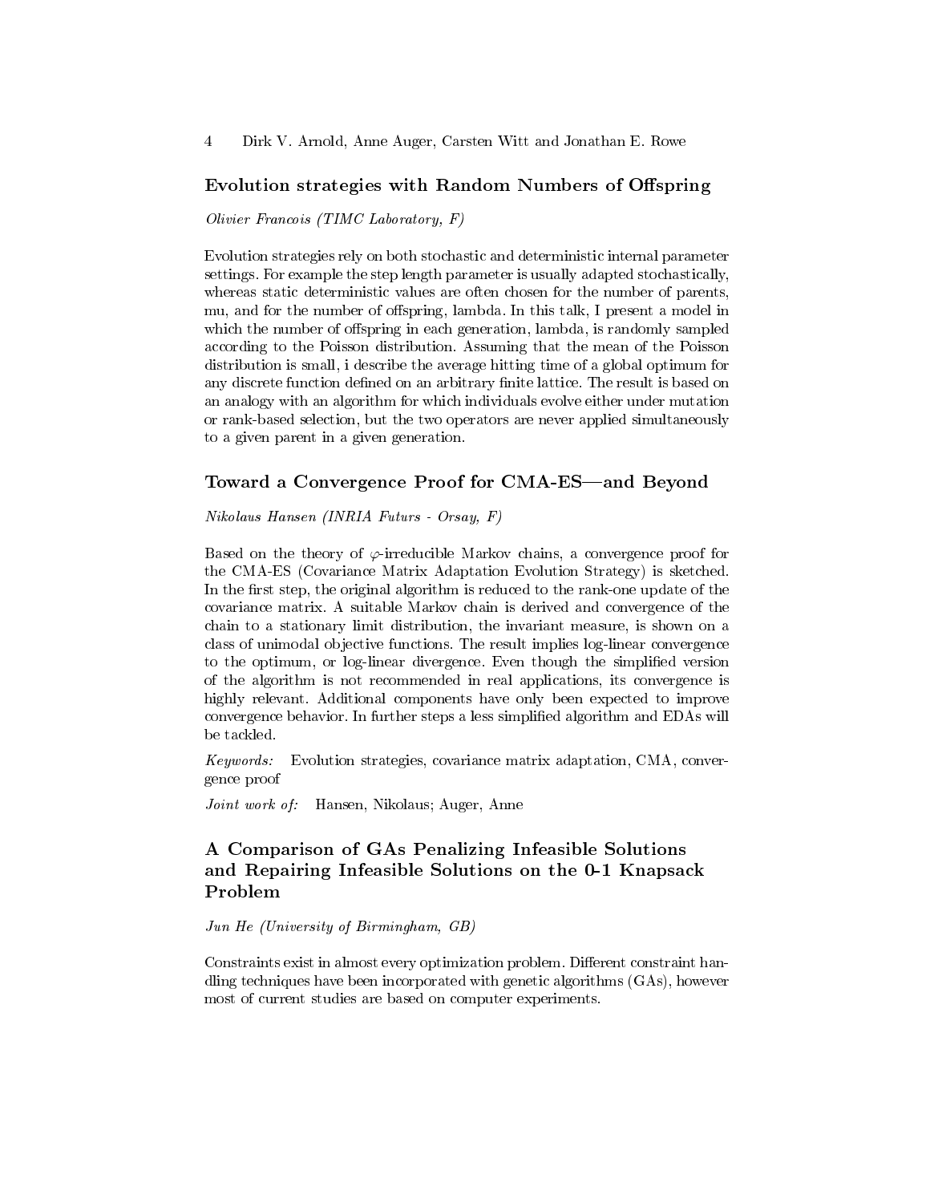## Evolution strategies with Random Numbers of Offspring

*Olivier Francois (TIMC Laboratory, F)*

Evolution strategies rely on both stochastic and deterministic internal parameter settings. For example the step length parameter is usually adapted stochastically, whereas static deterministic values are often chosen for the number of parents, mu, and for the number of offspring, lambda. In this talk, I present a model in which the number of offspring in each generation, lambda, is randomly sampled according to the Poisson distribution. Assuming that the mean of the Poisson distribution is small, i describe the average hitting time of a global optimum for any discrete function defined on an arbitrary finite lattice. The result is based on an analogy with an algorithm for which individuals evolve either under mutation or rank-based selection, but the two operators are never applied simultaneously to a given parent in a given generation.

## Toward a Convergence Proof for CMA-ES—and Beyond

*Nikolaus Hansen (INRIA Futurs - Orsay, F)*

Based on the theory of $\varphi$-irreducible Markov chains, a convergence proof for the CMA-ES (Covariance Matrix Adaptation Evolution Strategy) is sketched. In the first step, the original algorithm is reduced to the rank-one update of the covariance matrix. A suitable Markov chain is derived and convergence of the chain to a stationary limit distribution, the invariant measure, is shown on a class of unimodal objective functions. The result implies log-linear convergence to the optimum, or log-linear divergence. Even though the simplified version of the algorithm is not recommended in real applications, its convergence is highly relevant. Additional components have only been expected to improve convergence behavior. In further steps a less simplified algorithm and EDAs will be tackled.

*Keywords:* Evolution strategies, covariance matrix adaptation, CMA, convergence proof

*Joint work of:* Hansen, Nikolaus; Auger, Anne

## A Comparison of GAs Penalizing Infeasible Solutions and Repairing Infeasible Solutions on the 0-1 Knapsack Problem

*Jun He (University of Birmingham, GB)*

Constraints exist in almost every optimization problem. Different constraint handling techniques have been incorporated with genetic algorithms (GAs), however most of current studies are based on computer experiments.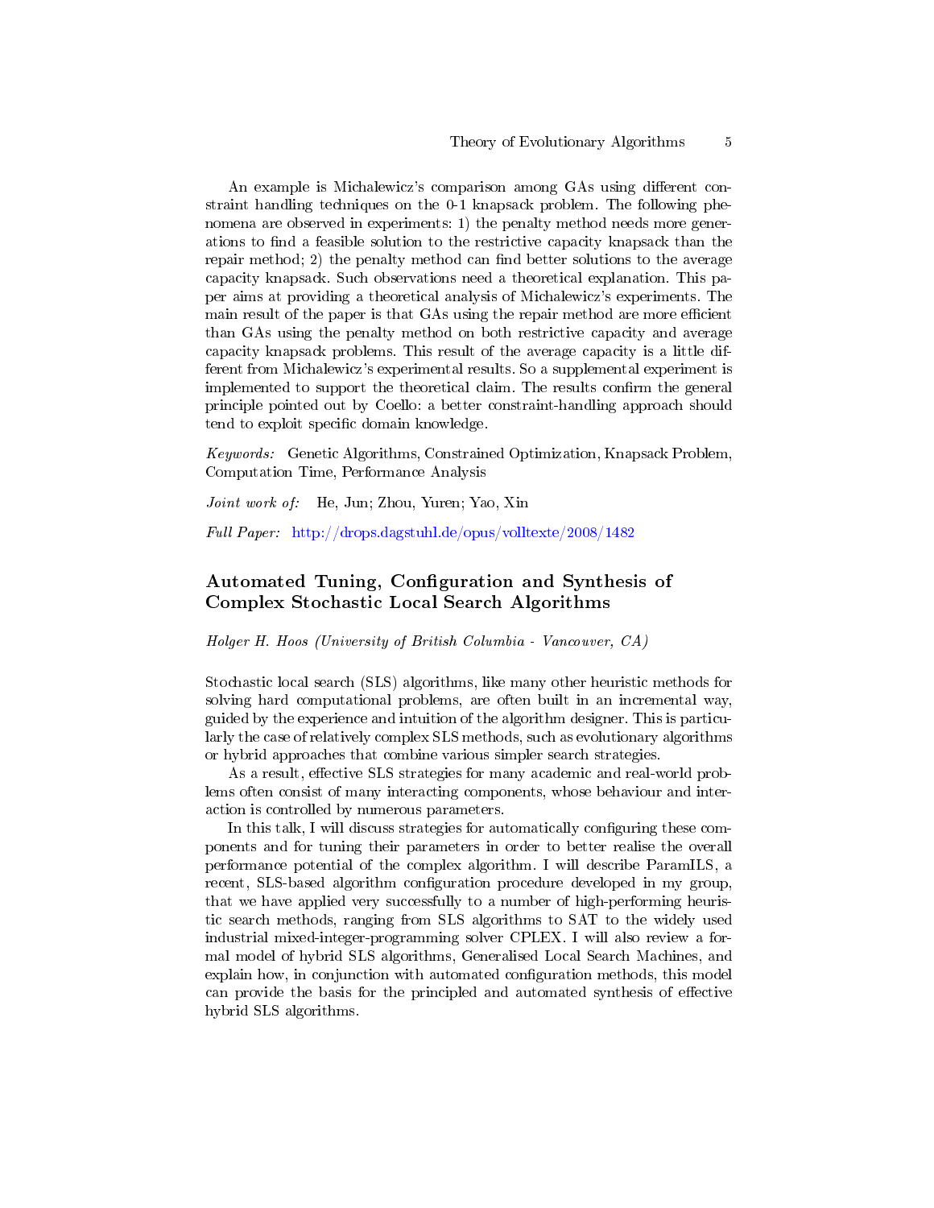An example is Michalewicz's comparison among GAs using different constraint handling techniques on the 0-1 knapsack problem. The following phenomena are observed in experiments: 1) the penalty method needs more generations to find a feasible solution to the restrictive capacity knapsack than the repair method; 2) the penalty method can find better solutions to the average capacity knapsack. Such observations need a theoretical explanation. This paper aims at providing a theoretical analysis of Michalewicz's experiments. The main result of the paper is that GAs using the repair method are more efficient than GAs using the penalty method on both restrictive capacity and average capacity knapsack problems. This result of the average capacity is a little different from Michalewicz's experimental results. So a supplemental experiment is implemented to support the theoretical claim. The results confirm the general principle pointed out by Coello: a better constraint-handling approach should tend to exploit specific domain knowledge.

*Keywords:* Genetic Algorithms, Constrained Optimization, Knapsack Problem, Computation Time, Performance Analysis

*Joint work of:* He, Jun; Zhou, Yuren; Yao, Xin

*Full Paper:* http://drops.dagstuhl.de/opus/volltexte/2008/1482

## Automated Tuning, Configuration and Synthesis of Complex Stochastic Local Search Algorithms

*Holger H. Hoos (University of British Columbia - Vancouver, CA)*

Stochastic local search (SLS) algorithms, like many other heuristic methods for solving hard computational problems, are often built in an incremental way, guided by the experience and intuition of the algorithm designer. This is particularly the case of relatively complex SLS methods, such as evolutionary algorithms or hybrid approaches that combine various simpler search strategies.

As a result, effective SLS strategies for many academic and real-world problems often consist of many interacting components, whose behaviour and interaction is controlled by numerous parameters.

In this talk, I will discuss strategies for automatically configuring these components and for tuning their parameters in order to better realise the overall performance potential of the complex algorithm. I will describe ParamILS, a recent, SLS-based algorithm configuration procedure developed in my group, that we have applied very successfully to a number of high-performing heuristic search methods, ranging from SLS algorithms to SAT to the widely used industrial mixed-integer-programming solver CPLEX. I will also review a formal model of hybrid SLS algorithms, Generalised Local Search Machines, and explain how, in conjunction with automated configuration methods, this model can provide the basis for the principled and automated synthesis of effective hybrid SLS algorithms.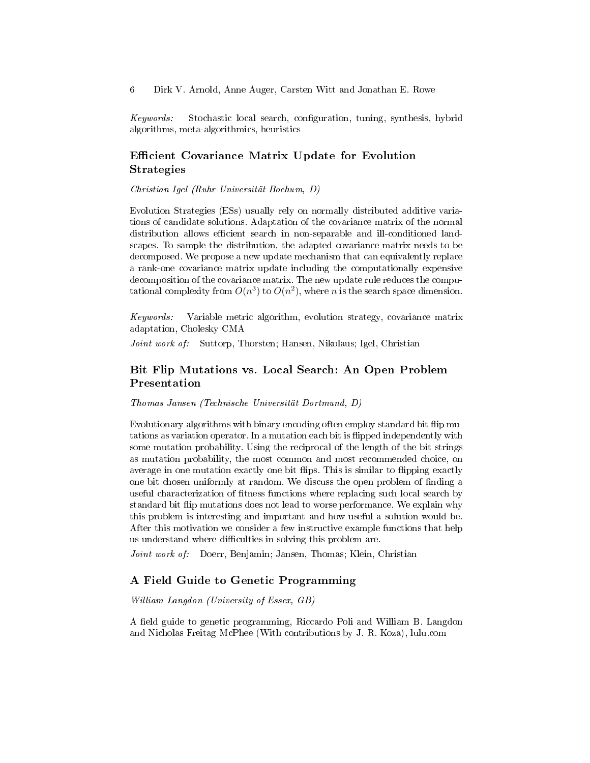*Keywords:* Stochastic local search, configuration, tuning, synthesis, hybrid algorithms, meta-algorithmics, heuristics

## Efficient Covariance Matrix Update for Evolution Strategies

*Christian Igel (Ruhr-Universität Bochum, D)*

Evolution Strategies (ESs) usually rely on normally distributed additive variations of candidate solutions. Adaptation of the covariance matrix of the normal distribution allows efficient search in non-separable and ill-conditioned landscapes. To sample the distribution, the adapted covariance matrix needs to be decomposed. We propose a new update mechanism that can equivalently replace a rank-one covariance matrix update including the computationally expensive decomposition of the covariance matrix. The new update rule reduces the computational complexity from $O(n^3)$ to $O(n^2)$, where $n$ is the search space dimension.

*Keywords:* Variable metric algorithm, evolution strategy, covariance matrix adaptation, Cholesky CMA

*Joint work of:* Suttorp, Thorsten; Hansen, Nikolaus; Igel, Christian

## Bit Flip Mutations vs. Local Search: An Open Problem Presentation

*Thomas Jansen (Technische Universität Dortmund, D)*

Evolutionary algorithms with binary encoding often employ standard bit flip mutations as variation operator. In a mutation each bit is flipped independently with some mutation probability. Using the reciprocal of the length of the bit strings as mutation probability, the most common and most recommended choice, on average in one mutation exactly one bit flips. This is similar to flipping exactly one bit chosen uniformly at random. We discuss the open problem of finding a useful characterization of fitness functions where replacing such local search by standard bit flip mutations does not lead to worse performance. We explain why this problem is interesting and important and how useful a solution would be. After this motivation we consider a few instructive example functions that help us understand where difficulties in solving this problem are.

*Joint work of:* Doerr, Benjamin; Jansen, Thomas; Klein, Christian

## A Field Guide to Genetic Programming

*William Langdon (University of Essex, GB)*

A field guide to genetic programming, Riccardo Poli and William B. Langdon and Nicholas Freitag McPhee (With contributions by J. R. Koza), lulu.com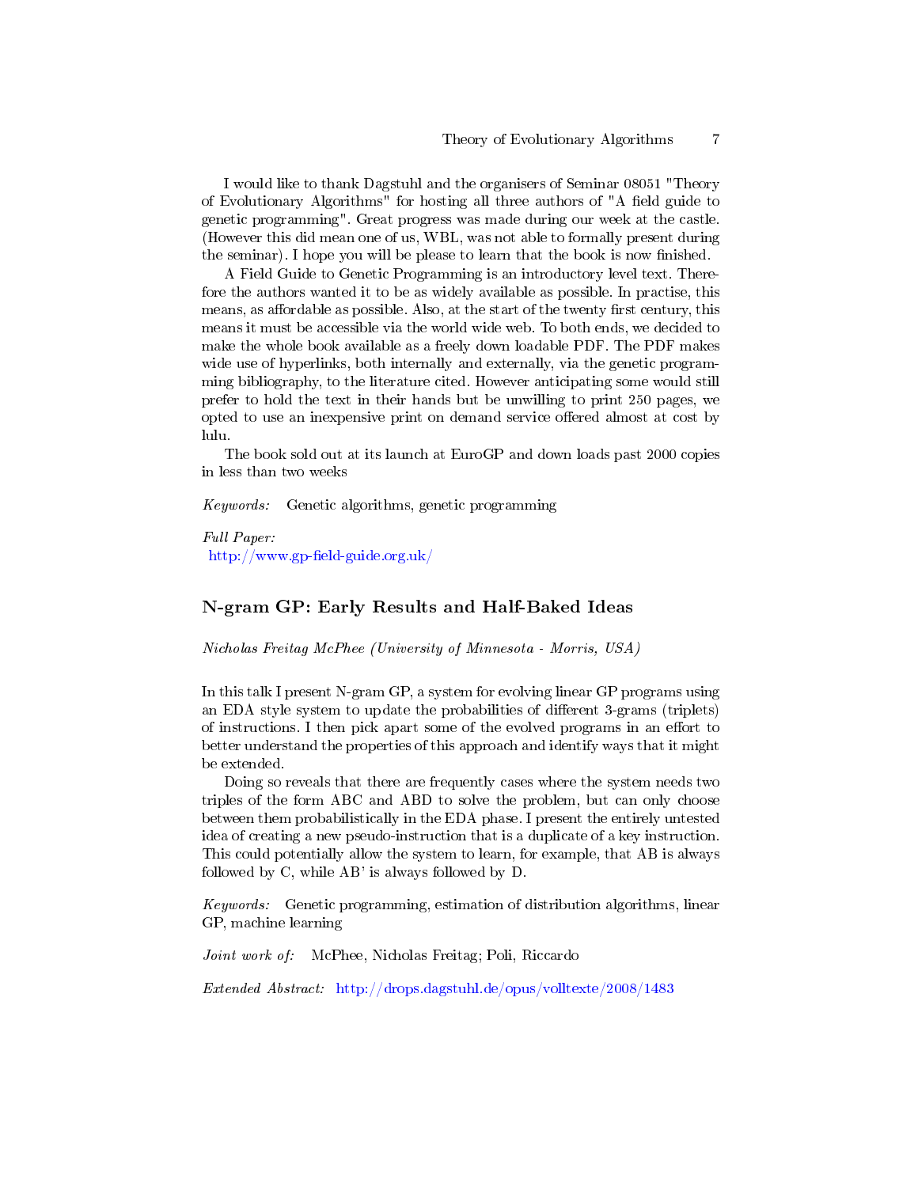I would like to thank Dagstuhl and the organisers of Seminar 08051 "Theory of Evolutionary Algorithms" for hosting all three authors of "A field guide to genetic programming". Great progress was made during our week at the castle. (However this did mean one of us, WBL, was not able to formally present during the seminar). I hope you will be please to learn that the book is now finished.

A Field Guide to Genetic Programming is an introductory level text. Therefore the authors wanted it to be as widely available as possible. In practise, this means, as affordable as possible. Also, at the start of the twenty first century, this means it must be accessible via the world wide web. To both ends, we decided to make the whole book available as a freely down loadable PDF. The PDF makes wide use of hyperlinks, both internally and externally, via the genetic programming bibliography, to the literature cited. However anticipating some would still prefer to hold the text in their hands but be unwilling to print 250 pages, we opted to use an inexpensive print on demand service offered almost at cost by lulu.

The book sold out at its launch at EuroGP and down loads past 2000 copies in less than two weeks

*Keywords:* Genetic algorithms, genetic programming

*Full Paper:*
http://www.gp-field-guide.org.uk/

## N-gram GP: Early Results and Half-Baked Ideas

*Nicholas Freitag McPhee (University of Minnesota - Morris, USA)*

In this talk I present N-gram GP, a system for evolving linear GP programs using an EDA style system to update the probabilities of different 3-grams (triplets) of instructions. I then pick apart some of the evolved programs in an effort to better understand the properties of this approach and identify ways that it might be extended.

Doing so reveals that there are frequently cases where the system needs two triples of the form ABC and ABD to solve the problem, but can only choose between them probabilistically in the EDA phase. I present the entirely untested idea of creating a new pseudo-instruction that is a duplicate of a key instruction. This could potentially allow the system to learn, for example, that AB is always followed by C, while AB' is always followed by D.

*Keywords:* Genetic programming, estimation of distribution algorithms, linear GP, machine learning

*Joint work of:* McPhee, Nicholas Freitag; Poli, Riccardo

*Extended Abstract:* http://drops.dagstuhl.de/opus/volltexte/2008/1483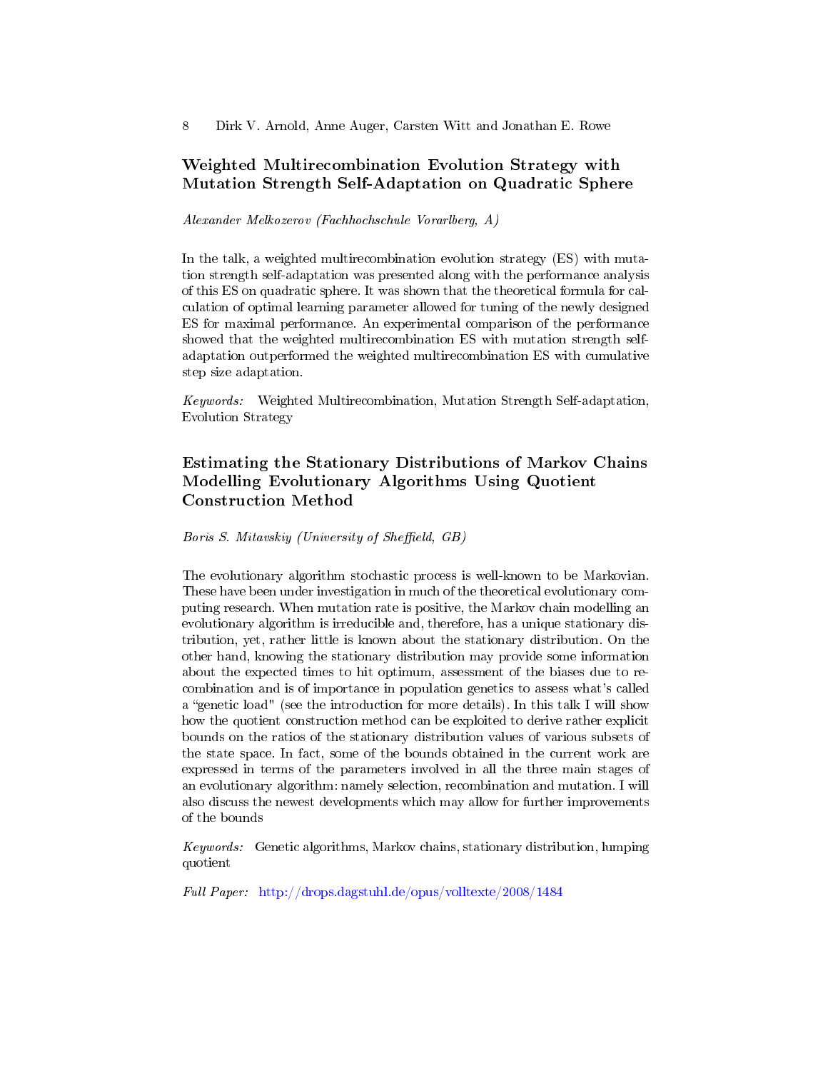## Weighted Multirecombination Evolution Strategy with Mutation Strength Self-Adaptation on Quadratic Sphere

*Alexander Melkozerov (Fachhochschule Vorarlberg, A)*

In the talk, a weighted multirecombination evolution strategy (ES) with mutation strength self-adaptation was presented along with the performance analysis of this ES on quadratic sphere. It was shown that the theoretical formula for calculation of optimal learning parameter allowed for tuning of the newly designed ES for maximal performance. An experimental comparison of the performance showed that the weighted multirecombination ES with mutation strength self-adaptation outperformed the weighted multirecombination ES with cumulative step size adaptation.

*Keywords:* Weighted Multirecombination, Mutation Strength Self-adaptation, Evolution Strategy

## Estimating the Stationary Distributions of Markov Chains Modelling Evolutionary Algorithms Using Quotient Construction Method

*Boris S. Mitavskiy (University of Sheffield, GB)*

The evolutionary algorithm stochastic process is well-known to be Markovian. These have been under investigation in much of the theoretical evolutionary computing research. When mutation rate is positive, the Markov chain modelling an evolutionary algorithm is irreducible and, therefore, has a unique stationary distribution, yet, rather little is known about the stationary distribution. On the other hand, knowing the stationary distribution may provide some information about the expected times to hit optimum, assessment of the biases due to recombination and is of importance in population genetics to assess what's called a "genetic load" (see the introduction for more details). In this talk I will show how the quotient construction method can be exploited to derive rather explicit bounds on the ratios of the stationary distribution values of various subsets of the state space. In fact, some of the bounds obtained in the current work are expressed in terms of the parameters involved in all the three main stages of an evolutionary algorithm: namely selection, recombination and mutation. I will also discuss the newest developments which may allow for further improvements of the bounds

*Keywords:* Genetic algorithms, Markov chains, stationary distribution, lumping quotient

*Full Paper:* http://drops.dagstuhl.de/opus/volltexte/2008/1484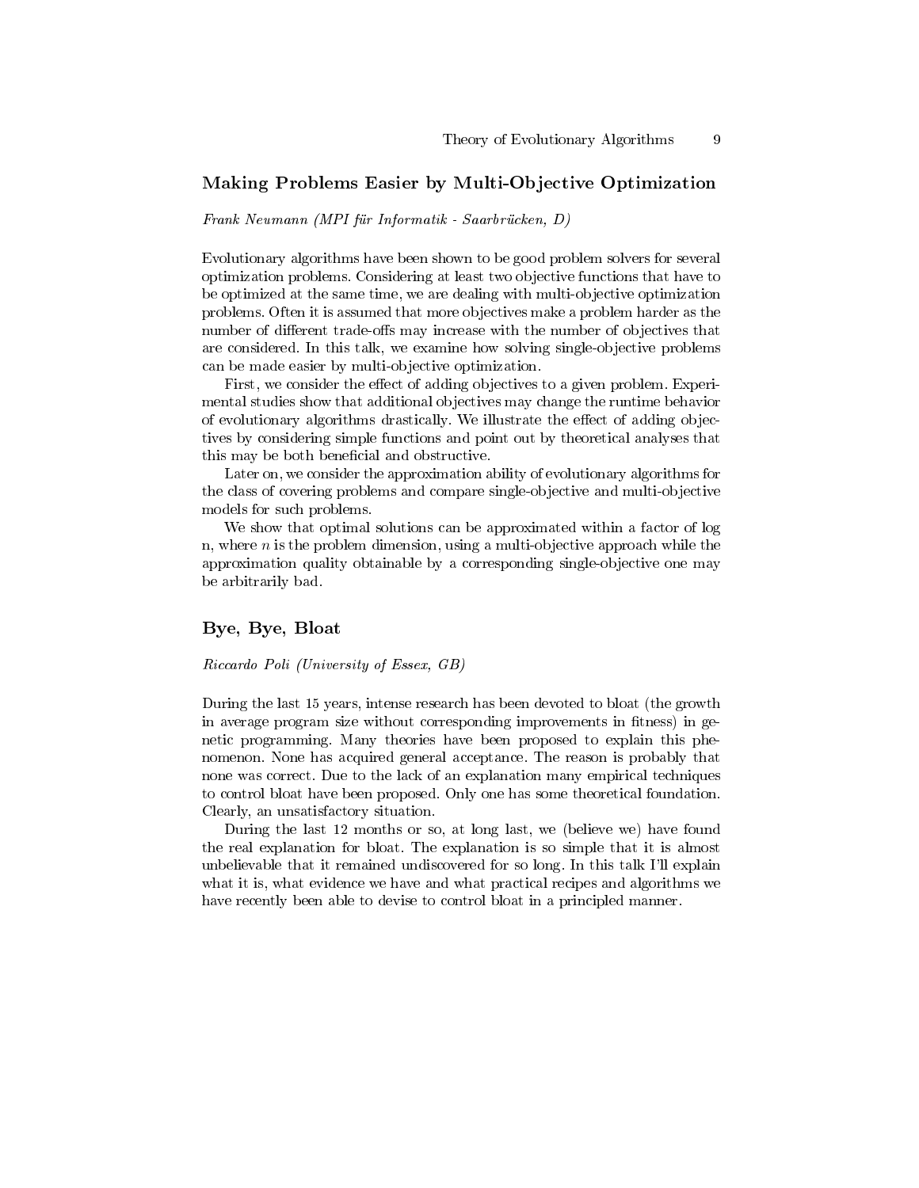## Making Problems Easier by Multi-Objective Optimization

*Frank Neumann (MPI für Informatik - Saarbrücken, D)*

Evolutionary algorithms have been shown to be good problem solvers for several optimization problems. Considering at least two objective functions that have to be optimized at the same time, we are dealing with multi-objective optimization problems. Often it is assumed that more objectives make a problem harder as the number of different trade-offs may increase with the number of objectives that are considered. In this talk, we examine how solving single-objective problems can be made easier by multi-objective optimization.

First, we consider the effect of adding objectives to a given problem. Experimental studies show that additional objectives may change the runtime behavior of evolutionary algorithms drastically. We illustrate the effect of adding objectives by considering simple functions and point out by theoretical analyses that this may be both beneficial and obstructive.

Later on, we consider the approximation ability of evolutionary algorithms for the class of covering problems and compare single-objective and multi-objective models for such problems.

We show that optimal solutions can be approximated within a factor of log n, where $n$ is the problem dimension, using a multi-objective approach while the approximation quality obtainable by a corresponding single-objective one may be arbitrarily bad.

## Bye, Bye, Bloat

*Riccardo Poli (University of Essex, GB)*

During the last 15 years, intense research has been devoted to bloat (the growth in average program size without corresponding improvements in fitness) in genetic programming. Many theories have been proposed to explain this phenomenon. None has acquired general acceptance. The reason is probably that none was correct. Due to the lack of an explanation many empirical techniques to control bloat have been proposed. Only one has some theoretical foundation. Clearly, an unsatisfactory situation.

During the last 12 months or so, at long last, we (believe we) have found the real explanation for bloat. The explanation is so simple that it is almost unbelievable that it remained undiscovered for so long. In this talk I'll explain what it is, what evidence we have and what practical recipes and algorithms we have recently been able to devise to control bloat in a principled manner.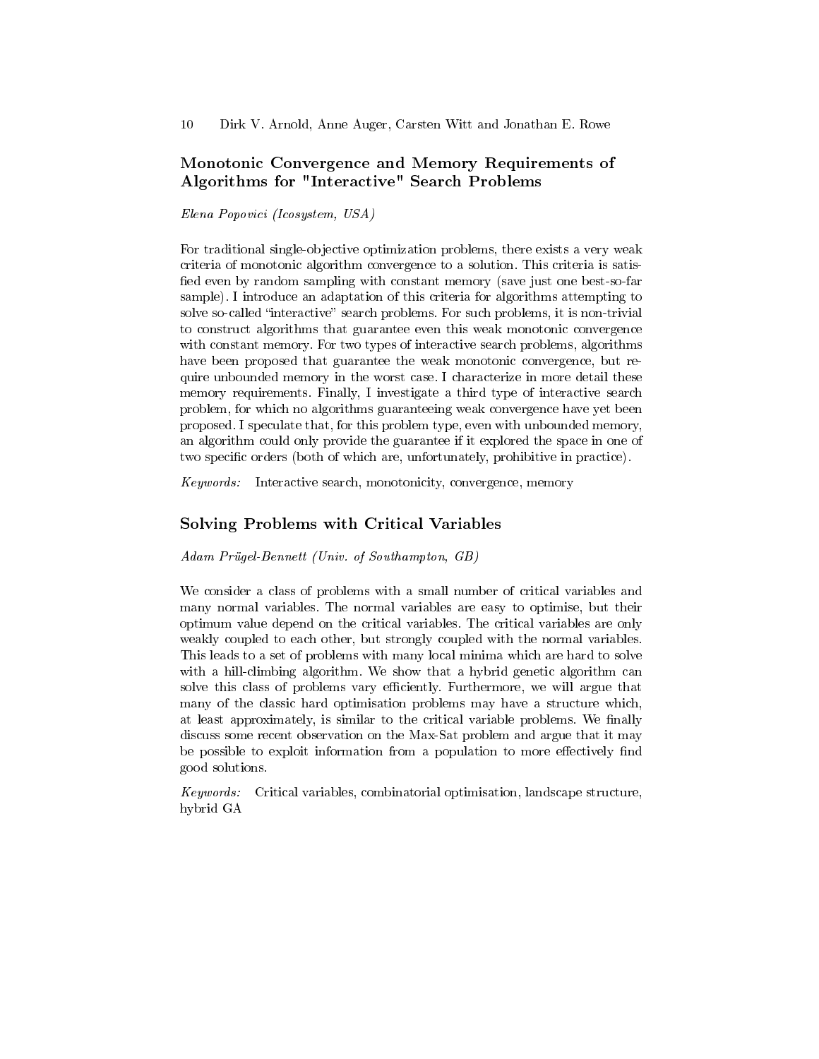## Monotonic Convergence and Memory Requirements of Algorithms for "Interactive" Search Problems

*Elena Popovici (Icosystem, USA)*

For traditional single-objective optimization problems, there exists a very weak criteria of monotonic algorithm convergence to a solution. This criteria is satisfied even by random sampling with constant memory (save just one best-so-far sample). I introduce an adaptation of this criteria for algorithms attempting to solve so-called "interactive" search problems. For such problems, it is non-trivial to construct algorithms that guarantee even this weak monotonic convergence with constant memory. For two types of interactive search problems, algorithms have been proposed that guarantee the weak monotonic convergence, but require unbounded memory in the worst case. I characterize in more detail these memory requirements. Finally, I investigate a third type of interactive search problem, for which no algorithms guaranteeing weak convergence have yet been proposed. I speculate that, for this problem type, even with unbounded memory, an algorithm could only provide the guarantee if it explored the space in one of two specific orders (both of which are, unfortunately, prohibitive in practice).

*Keywords:* Interactive search, monotonicity, convergence, memory

## Solving Problems with Critical Variables

*Adam Prügel-Bennett (Univ. of Southampton, GB)*

We consider a class of problems with a small number of critical variables and many normal variables. The normal variables are easy to optimise, but their optimum value depend on the critical variables. The critical variables are only weakly coupled to each other, but strongly coupled with the normal variables. This leads to a set of problems with many local minima which are hard to solve with a hill-climbing algorithm. We show that a hybrid genetic algorithm can solve this class of problems vary efficiently. Furthermore, we will argue that many of the classic hard optimisation problems may have a structure which, at least approximately, is similar to the critical variable problems. We finally discuss some recent observation on the Max-Sat problem and argue that it may be possible to exploit information from a population to more effectively find good solutions.

*Keywords:* Critical variables, combinatorial optimisation, landscape structure, hybrid GA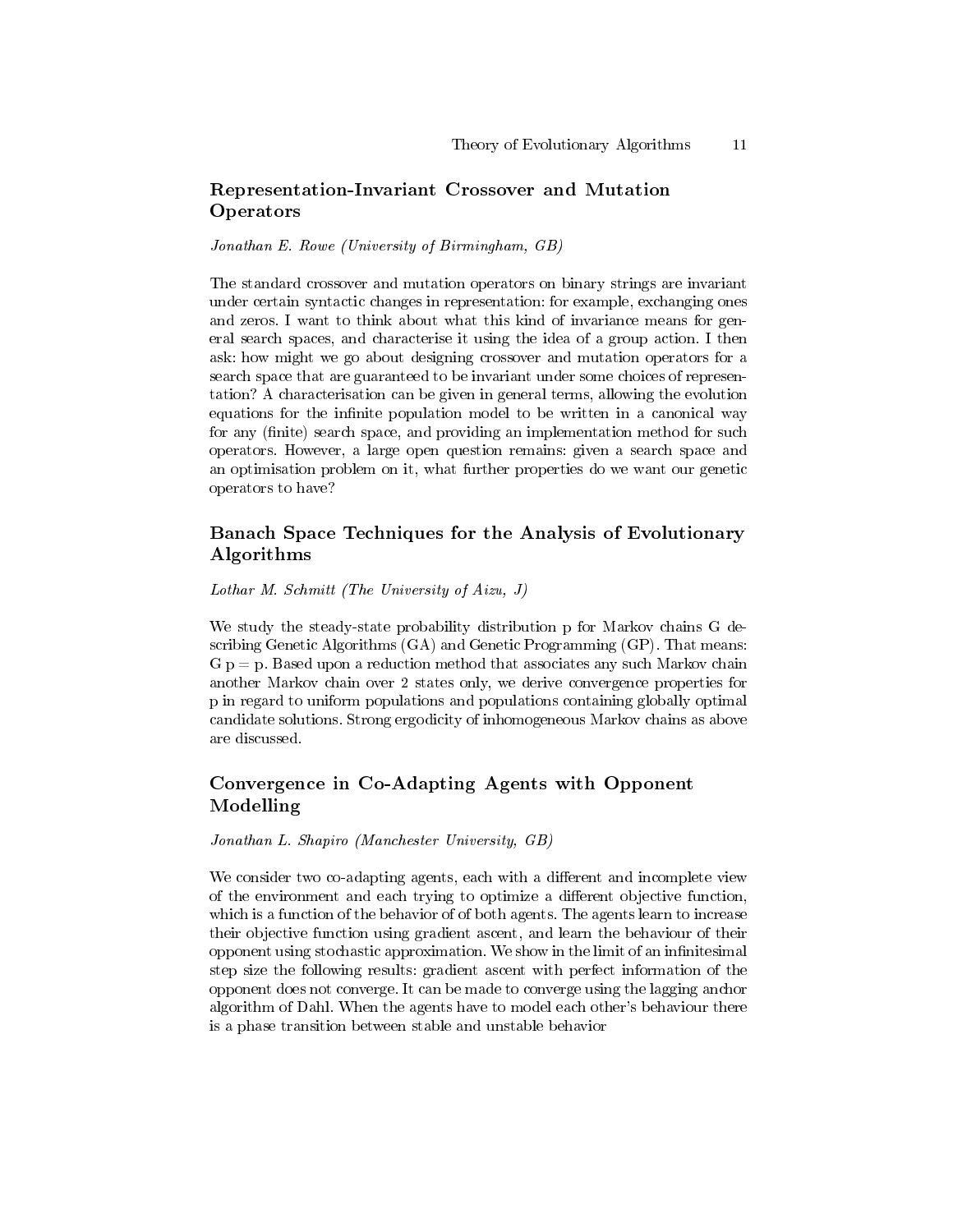## Representation-Invariant Crossover and Mutation Operators

*Jonathan E. Rowe (University of Birmingham, GB)*

The standard crossover and mutation operators on binary strings are invariant under certain syntactic changes in representation: for example, exchanging ones and zeros. I want to think about what this kind of invariance means for general search spaces, and characterise it using the idea of a group action. I then ask: how might we go about designing crossover and mutation operators for a search space that are guaranteed to be invariant under some choices of representation? A characterisation can be given in general terms, allowing the evolution equations for the infinite population model to be written in a canonical way for any (finite) search space, and providing an implementation method for such operators. However, a large open question remains: given a search space and an optimisation problem on it, what further properties do we want our genetic operators to have?

## Banach Space Techniques for the Analysis of Evolutionary Algorithms

*Lothar M. Schmitt (The University of Aizu, J)*

We study the steady-state probability distribution p for Markov chains G describing Genetic Algorithms (GA) and Genetic Programming (GP). That means: G p = p. Based upon a reduction method that associates any such Markov chain another Markov chain over 2 states only, we derive convergence properties for p in regard to uniform populations and populations containing globally optimal candidate solutions. Strong ergodicity of inhomogeneous Markov chains as above are discussed.

## Convergence in Co-Adapting Agents with Opponent Modelling

*Jonathan L. Shapiro (Manchester University, GB)*

We consider two co-adapting agents, each with a different and incomplete view of the environment and each trying to optimize a different objective function, which is a function of the behavior of of both agents. The agents learn to increase their objective function using gradient ascent, and learn the behaviour of their opponent using stochastic approximation. We show in the limit of an infinitesimal step size the following results: gradient ascent with perfect information of the opponent does not converge. It can be made to converge using the lagging anchor algorithm of Dahl. When the agents have to model each other's behaviour there is a phase transition between stable and unstable behavior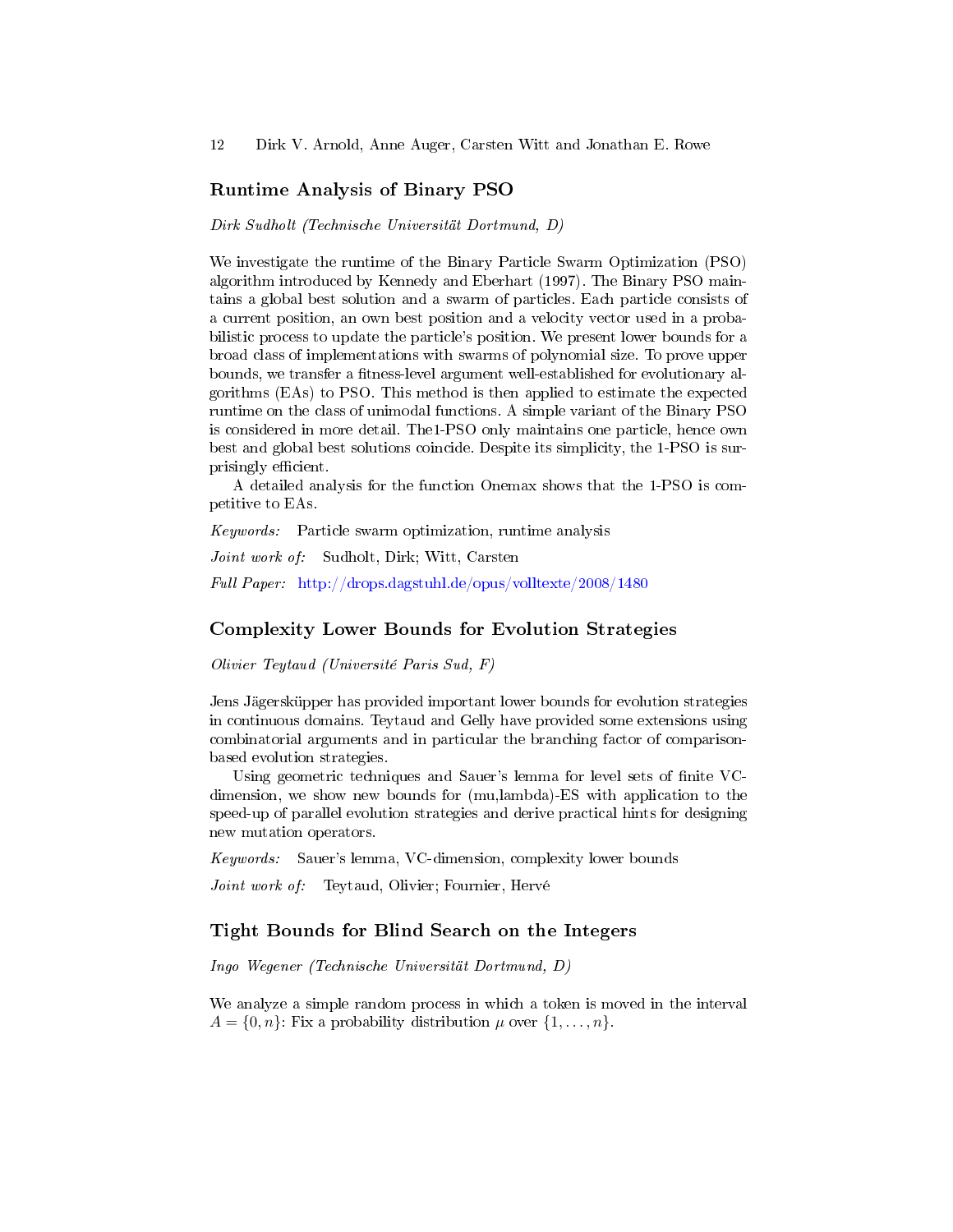## Runtime Analysis of Binary PSO

*Dirk Sudholt (Technische Universität Dortmund, D)*

We investigate the runtime of the Binary Particle Swarm Optimization (PSO) algorithm introduced by Kennedy and Eberhart (1997). The Binary PSO maintains a global best solution and a swarm of particles. Each particle consists of a current position, an own best position and a velocity vector used in a probabilistic process to update the particle's position. We present lower bounds for a broad class of implementations with swarms of polynomial size. To prove upper bounds, we transfer a fitness-level argument well-established for evolutionary algorithms (EAs) to PSO. This method is then applied to estimate the expected runtime on the class of unimodal functions. A simple variant of the Binary PSO is considered in more detail. The1-PSO only maintains one particle, hence own best and global best solutions coincide. Despite its simplicity, the 1-PSO is surprisingly efficient.

A detailed analysis for the function Onemax shows that the 1-PSO is competitive to EAs.

*Keywords:* Particle swarm optimization, runtime analysis

*Joint work of:* Sudholt, Dirk; Witt, Carsten

*Full Paper:* http://drops.dagstuhl.de/opus/volltexte/2008/1480

## Complexity Lower Bounds for Evolution Strategies

*Olivier Teytaud (Université Paris Sud, F)*

Jens Jägersküpper has provided important lower bounds for evolution strategies in continuous domains. Teytaud and Gelly have provided some extensions using combinatorial arguments and in particular the branching factor of comparison-based evolution strategies.

Using geometric techniques and Sauer's lemma for level sets of finite VC-dimension, we show new bounds for (mu,lambda)-ES with application to the speed-up of parallel evolution strategies and derive practical hints for designing new mutation operators.

*Keywords:* Sauer's lemma, VC-dimension, complexity lower bounds

*Joint work of:* Teytaud, Olivier; Fournier, Hervé

## Tight Bounds for Blind Search on the Integers

*Ingo Wegener (Technische Universität Dortmund, D)*

We analyze a simple random process in which a token is moved in the interval $A = \{0, n\}$: Fix a probability distribution $\mu$ over $\{1, \ldots, n\}$.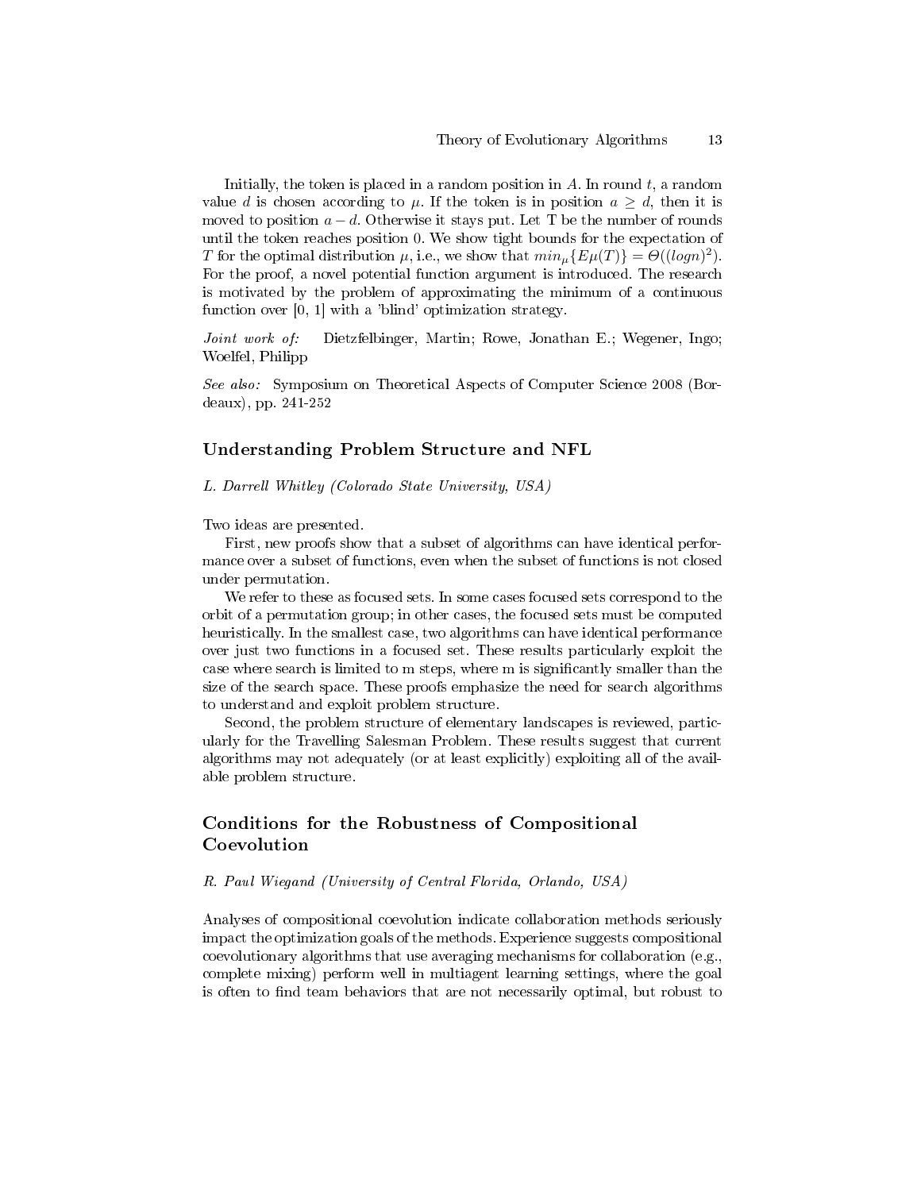Initially, the token is placed in a random position in $A$. In round $t$, a random value $d$ is chosen according to $\mu$. If the token is in position $a \geq d$, then it is moved to position $a - d$. Otherwise it stays put. Let T be the number of rounds until the token reaches position 0. We show tight bounds for the expectation of $T$ for the optimal distribution $\mu$, i.e., we show that $min_{\mu}\{E\mu(T)\} = \Theta((logn)^2)$. For the proof, a novel potential function argument is introduced. The research is motivated by the problem of approximating the minimum of a continuous function over [0, 1] with a 'blind' optimization strategy.

*Joint work of:* Dietzfelbinger, Martin; Rowe, Jonathan E.; Wegener, Ingo; Woelfel, Philipp

*See also:* Symposium on Theoretical Aspects of Computer Science 2008 (Bordeaux), pp. 241-252

## Understanding Problem Structure and NFL

*L. Darrell Whitley (Colorado State University, USA)*

Two ideas are presented.

First, new proofs show that a subset of algorithms can have identical performance over a subset of functions, even when the subset of functions is not closed under permutation.

We refer to these as focused sets. In some cases focused sets correspond to the orbit of a permutation group; in other cases, the focused sets must be computed heuristically. In the smallest case, two algorithms can have identical performance over just two functions in a focused set. These results particularly exploit the case where search is limited to m steps, where m is significantly smaller than the size of the search space. These proofs emphasize the need for search algorithms to understand and exploit problem structure.

Second, the problem structure of elementary landscapes is reviewed, particularly for the Travelling Salesman Problem. These results suggest that current algorithms may not adequately (or at least explicitly) exploiting all of the available problem structure.

## Conditions for the Robustness of Compositional Coevolution

*R. Paul Wiegand (University of Central Florida, Orlando, USA)*

Analyses of compositional coevolution indicate collaboration methods seriously impact the optimization goals of the methods. Experience suggests compositional coevolutionary algorithms that use averaging mechanisms for collaboration (e.g., complete mixing) perform well in multiagent learning settings, where the goal is often to find team behaviors that are not necessarily optimal, but robust to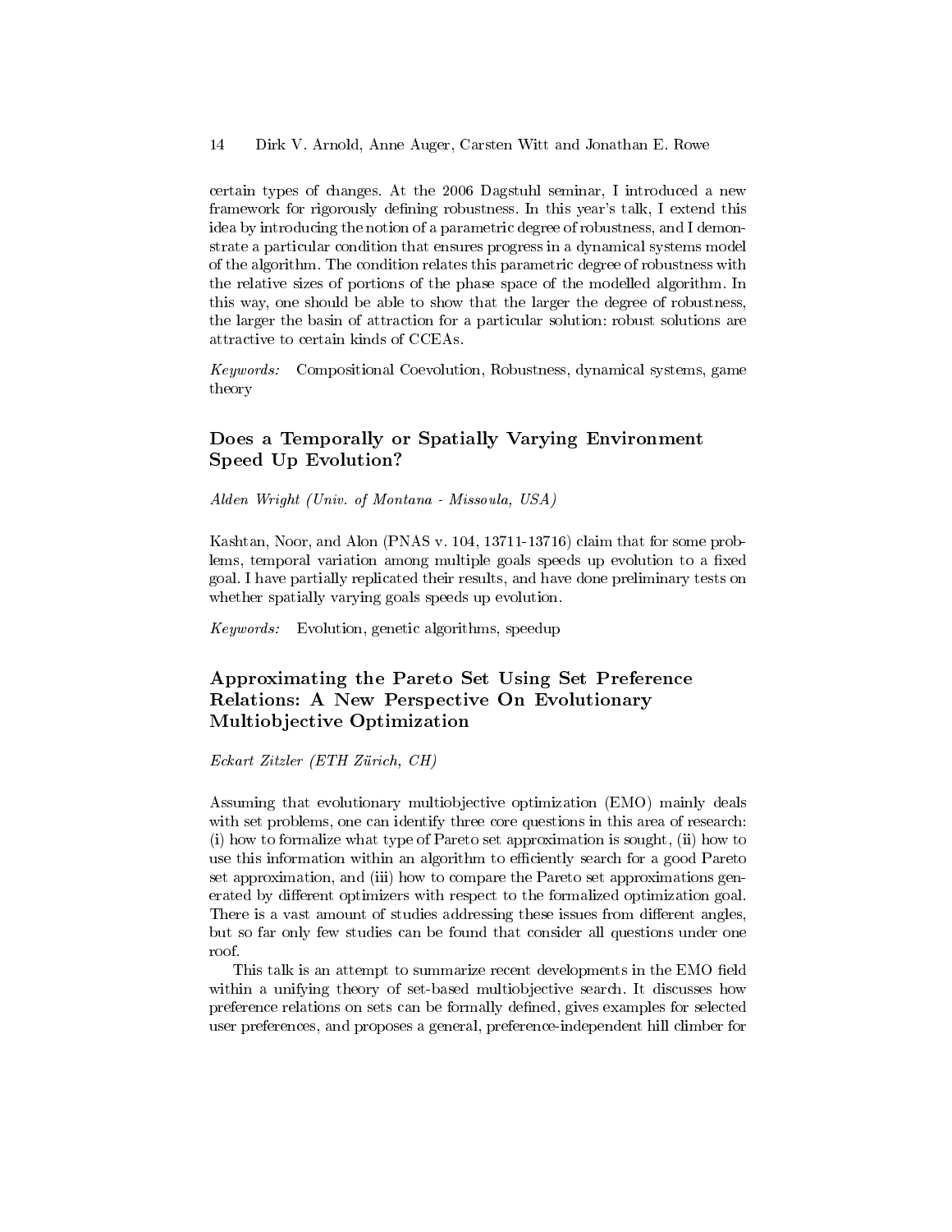certain types of changes. At the 2006 Dagstuhl seminar, I introduced a new framework for rigorously defining robustness. In this year's talk, I extend this idea by introducing the notion of a parametric degree of robustness, and I demonstrate a particular condition that ensures progress in a dynamical systems model of the algorithm. The condition relates this parametric degree of robustness with the relative sizes of portions of the phase space of the modelled algorithm. In this way, one should be able to show that the larger the degree of robustness, the larger the basin of attraction for a particular solution: robust solutions are attractive to certain kinds of CCEAs.

*Keywords:* Compositional Coevolution, Robustness, dynamical systems, game theory

## Does a Temporally or Spatially Varying Environment Speed Up Evolution?

*Alden Wright (Univ. of Montana - Missoula, USA)*

Kashtan, Noor, and Alon (PNAS v. 104, 13711-13716) claim that for some problems, temporal variation among multiple goals speeds up evolution to a fixed goal. I have partially replicated their results, and have done preliminary tests on whether spatially varying goals speeds up evolution.

*Keywords:* Evolution, genetic algorithms, speedup

## Approximating the Pareto Set Using Set Preference Relations: A New Perspective On Evolutionary Multiobjective Optimization

*Eckart Zitzler (ETH Zürich, CH)*

Assuming that evolutionary multiobjective optimization (EMO) mainly deals with set problems, one can identify three core questions in this area of research: (i) how to formalize what type of Pareto set approximation is sought, (ii) how to use this information within an algorithm to efficiently search for a good Pareto set approximation, and (iii) how to compare the Pareto set approximations generated by different optimizers with respect to the formalized optimization goal. There is a vast amount of studies addressing these issues from different angles, but so far only few studies can be found that consider all questions under one roof.

This talk is an attempt to summarize recent developments in the EMO field within a unifying theory of set-based multiobjective search. It discusses how preference relations on sets can be formally defined, gives examples for selected user preferences, and proposes a general, preference-independent hill climber for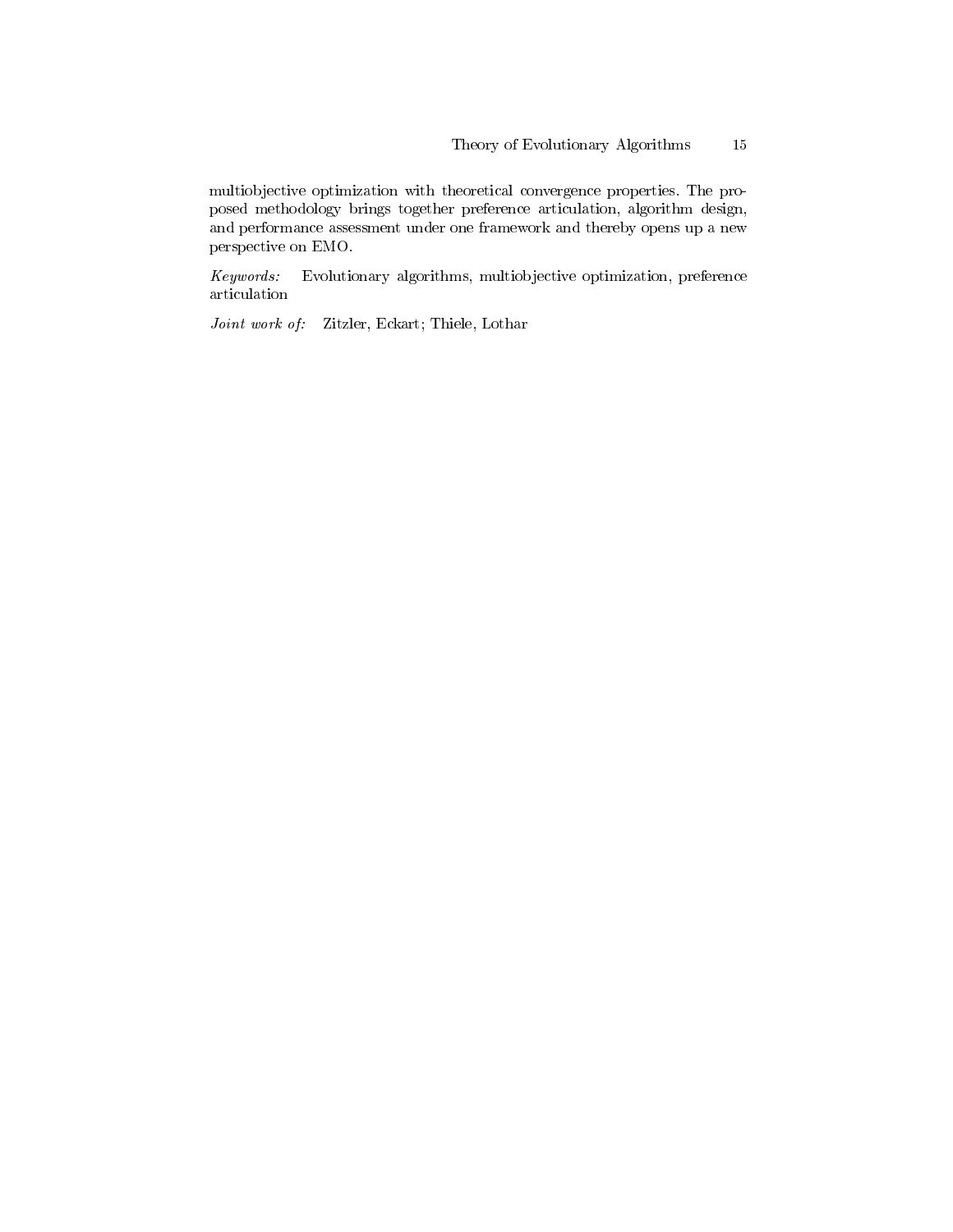multiobjective optimization with theoretical convergence properties. The proposed methodology brings together preference articulation, algorithm design, and performance assessment under one framework and thereby opens up a new perspective on EMO.

*Keywords:* Evolutionary algorithms, multiobjective optimization, preference articulation

*Joint work of:* Zitzler, Eckart; Thiele, Lothar